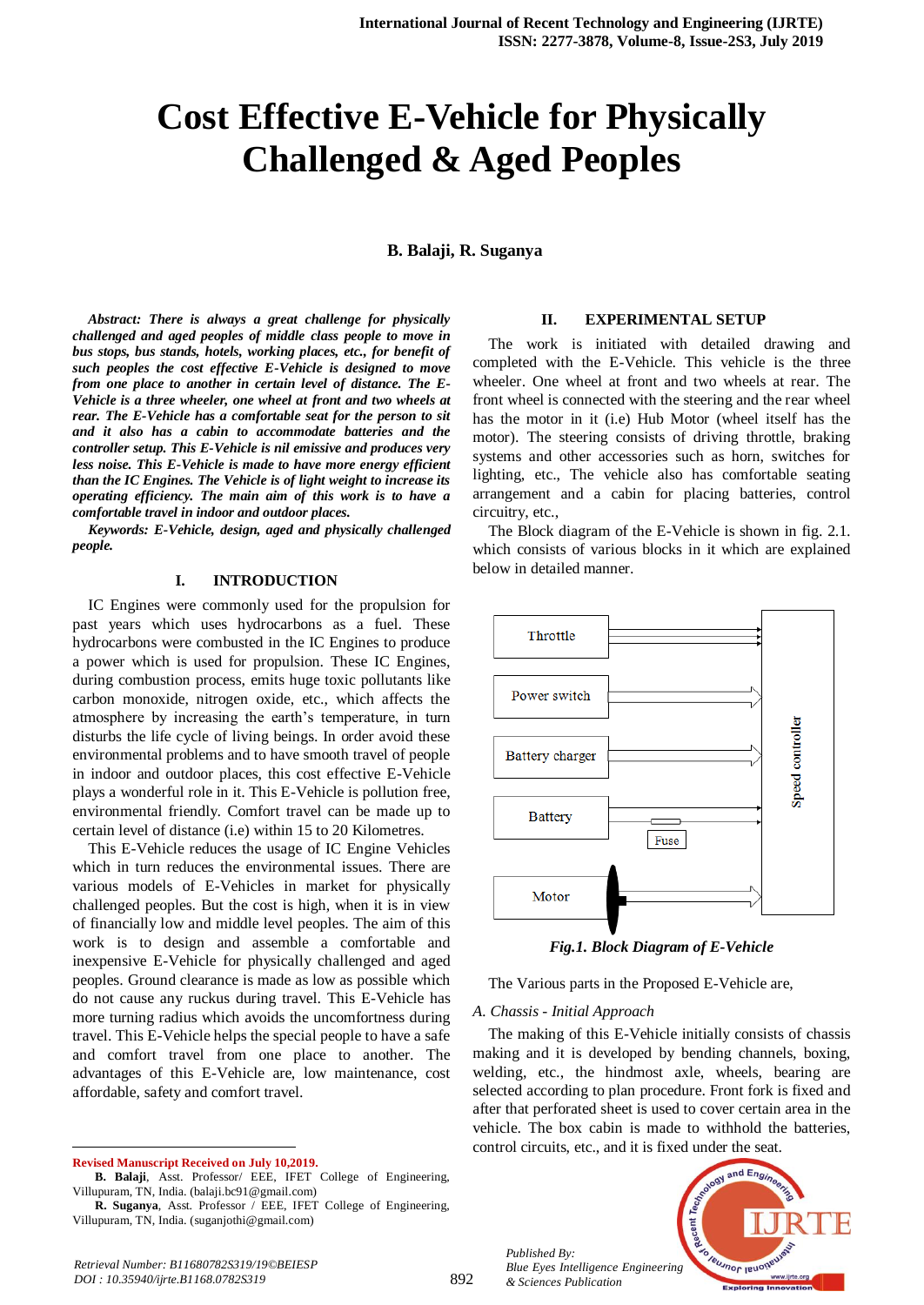# Cost Effective E-Vehicle for Physically Challenged & Aged Peoples

**B. Balaji, R. Suganya**

***Abstract:** There is always a great challenge for physically challenged and aged peoples of middle class people to move in bus stops, bus stands, hotels, working places, etc., for benefit of such peoples the cost effective E-Vehicle is designed to move from one place to another in certain level of distance. The E-Vehicle is a three wheeler, one wheel at front and two wheels at rear. The E-Vehicle has a comfortable seat for the person to sit and it also has a cabin to accommodate batteries and the controller setup. This E-Vehicle is nil emissive and produces very less noise. This E-Vehicle is made to have more energy efficient than the IC Engines. The Vehicle is of light weight to increase its operating efficiency. The main aim of this work is to have a comfortable travel in indoor and outdoor places.*

***Keywords:** E-Vehicle, design, aged and physically challenged people.*

## I. INTRODUCTION

IC Engines were commonly used for the propulsion for past years which uses hydrocarbons as a fuel. These hydrocarbons were combusted in the IC Engines to produce a power which is used for propulsion. These IC Engines, during combustion process, emits huge toxic pollutants like carbon monoxide, nitrogen oxide, etc., which affects the atmosphere by increasing the earth's temperature, in turn disturbs the life cycle of living beings. In order avoid these environmental problems and to have smooth travel of people in indoor and outdoor places, this cost effective E-Vehicle plays a wonderful role in it. This E-Vehicle is pollution free, environmental friendly. Comfort travel can be made up to certain level of distance (i.e) within 15 to 20 Kilometres.

This E-Vehicle reduces the usage of IC Engine Vehicles which in turn reduces the environmental issues. There are various models of E-Vehicles in market for physically challenged peoples. But the cost is high, when it is in view of financially low and middle level peoples. The aim of this work is to design and assemble a comfortable and inexpensive E-Vehicle for physically challenged and aged peoples. Ground clearance is made as low as possible which do not cause any ruckus during travel. This E-Vehicle has more turning radius which avoids the uncomfortness during travel. This E-Vehicle helps the special people to have a safe and comfort travel from one place to another. The advantages of this E-Vehicle are, low maintenance, cost affordable, safety and comfort travel.

**Revised Manuscript Received on July 10,2019.**

**B. Balaji**, Asst. Professor/ EEE, IFET College of Engineering, Villupuram, TN, India. (balaji.bc91@gmail.com)

**R. Suganya**, Asst. Professor / EEE, IFET College of Engineering, Villupuram, TN, India. (suganjothi@gmail.com)

## II. EXPERIMENTAL SETUP

The work is initiated with detailed drawing and completed with the E-Vehicle. This vehicle is the three wheeler. One wheel at front and two wheels at rear. The front wheel is connected with the steering and the rear wheel has the motor in it (i.e) Hub Motor (wheel itself has the motor). The steering consists of driving throttle, braking systems and other accessories such as horn, switches for lighting, etc., The vehicle also has comfortable seating arrangement and a cabin for placing batteries, control circuitry, etc.,

The Block diagram of the E-Vehicle is shown in fig. 2.1. which consists of various blocks in it which are explained below in detailed manner.

Throttle, Power switch, Battery charger, Battery, Fuse, Motor, Speed controller

*Fig.1. Block Diagram of E-Vehicle*

The Various parts in the Proposed E-Vehicle are,

### *A. Chassis - Initial Approach*

The making of this E-Vehicle initially consists of chassis making and it is developed by bending channels, boxing, welding, etc., the hindmost axle, wheels, bearing are selected according to plan procedure. Front fork is fixed and after that perforated sheet is used to cover certain area in the vehicle. The box cabin is made to withhold the batteries, control circuits, etc., and it is fixed under the seat.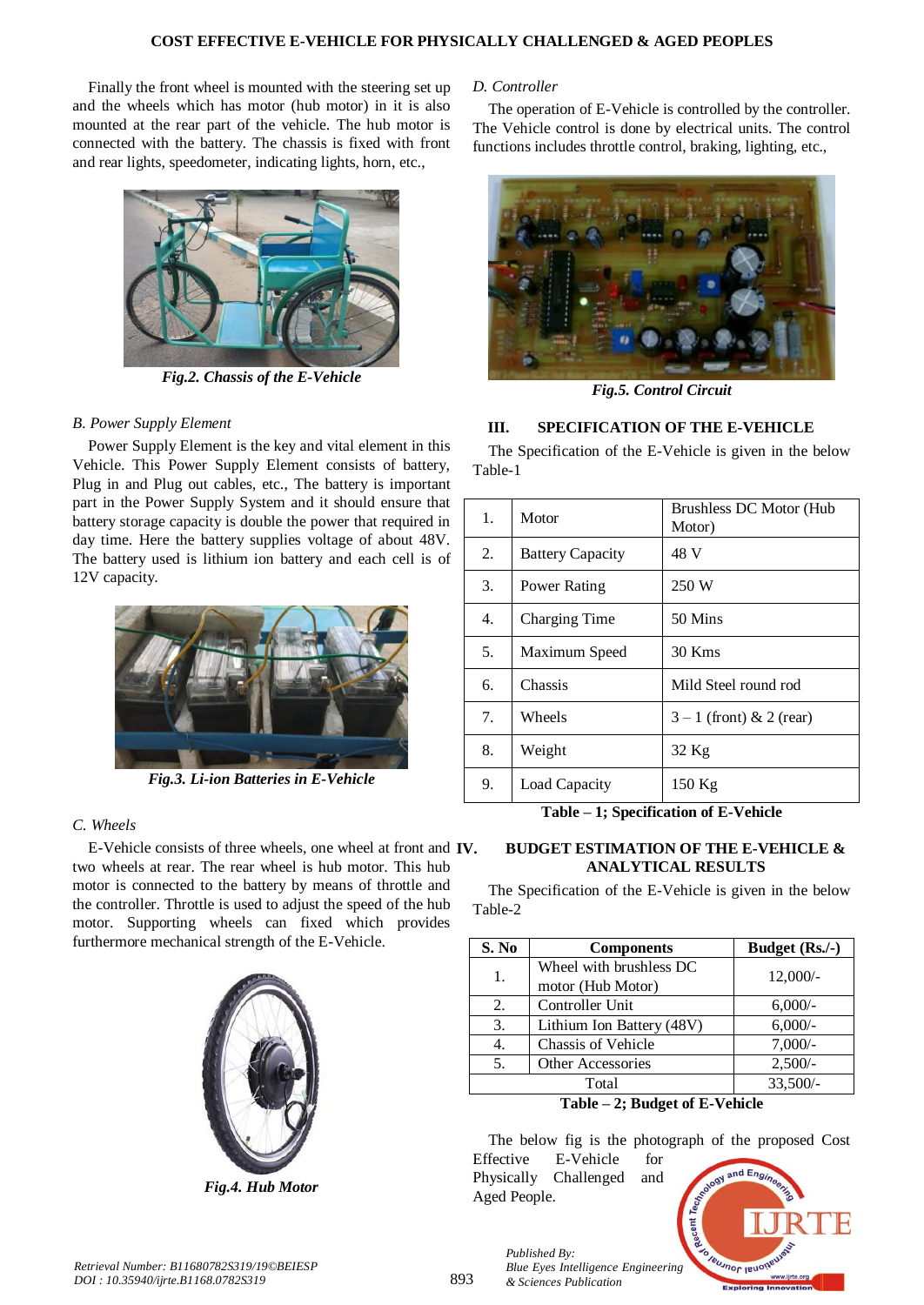Finally the front wheel is mounted with the steering set up and the wheels which has motor (hub motor) in it is also mounted at the rear part of the vehicle. The hub motor is connected with the battery. The chassis is fixed with front and rear lights, speedometer, indicating lights, horn, etc.,

*Fig.2. Chassis of the E-Vehicle*

### *B. Power Supply Element*

Power Supply Element is the key and vital element in this Vehicle. This Power Supply Element consists of battery, Plug in and Plug out cables, etc., The battery is important part in the Power Supply System and it should ensure that battery storage capacity is double the power that required in day time. Here the battery supplies voltage of about 48V. The battery used is lithium ion battery and each cell is of 12V capacity.

*Fig.3. Li-ion Batteries in E-Vehicle*

### *C. Wheels*

E-Vehicle consists of three wheels, one wheel at front and two wheels at rear. The rear wheel is hub motor. This hub motor is connected to the battery by means of throttle and the controller. Throttle is used to adjust the speed of the hub motor. Supporting wheels can fixed which provides furthermore mechanical strength of the E-Vehicle.

*Fig.4. Hub Motor*

### *D. Controller*

The operation of E-Vehicle is controlled by the controller. The Vehicle control is done by electrical units. The control functions includes throttle control, braking, lighting, etc.,

*Fig.5. Control Circuit*

## III. SPECIFICATION OF THE E-VEHICLE

The Specification of the E-Vehicle is given in the below Table-1

| | | |
|---|---|---|
| 1. | Motor | Brushless DC Motor (Hub Motor) |
| 2. | Battery Capacity | 48 V |
| 3. | Power Rating | 250 W |
| 4. | Charging Time | 50 Mins |
| 5. | Maximum Speed | 30 Kms |
| 6. | Chassis | Mild Steel round rod |
| 7. | Wheels | 3 – 1 (front) & 2 (rear) |
| 8. | Weight | 32 Kg |
| 9. | Load Capacity | 150 Kg |

**Table – 1; Specification of E-Vehicle**

## IV. BUDGET ESTIMATION OF THE E-VEHICLE & ANALYTICAL RESULTS

The Specification of the E-Vehicle is given in the below Table-2

| S. No | Components | Budget (Rs./-) |
|---|---|---|
| 1. | Wheel with brushless DC motor (Hub Motor) | 12,000/- |
| 2. | Controller Unit | 6,000/- |
| 3. | Lithium Ion Battery (48V) | 6,000/- |
| 4. | Chassis of Vehicle | 7,000/- |
| 5. | Other Accessories | 2,500/- |
| | Total | 33,500/- |

**Table – 2; Budget of E-Vehicle**

The below fig is the photograph of the proposed Cost Effective E-Vehicle for Physically Challenged and Aged People.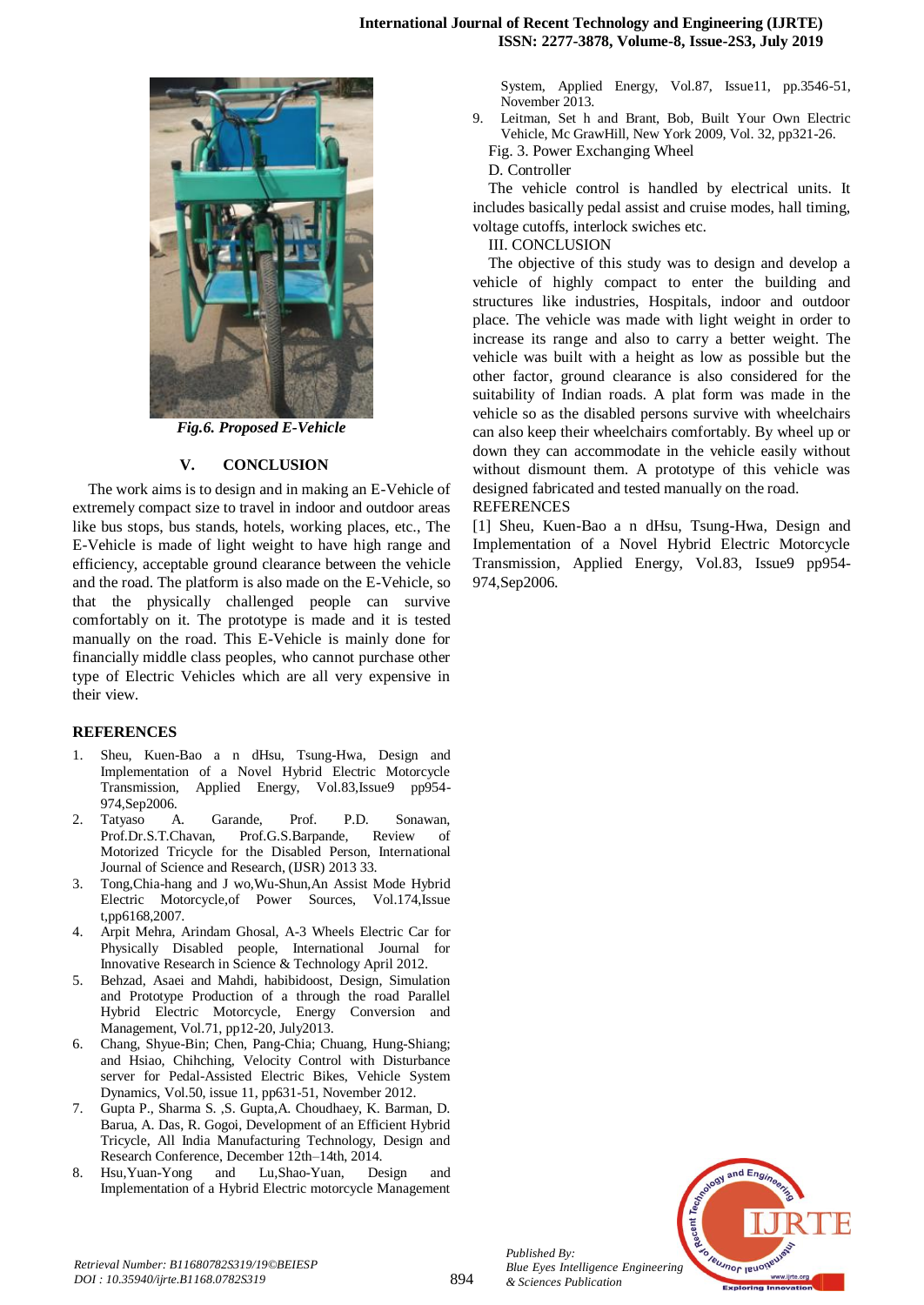*Fig.6. Proposed E-Vehicle*

## V. CONCLUSION

The work aims is to design and in making an E-Vehicle of extremely compact size to travel in indoor and outdoor areas like bus stops, bus stands, hotels, working places, etc., The E-Vehicle is made of light weight to have high range and efficiency, acceptable ground clearance between the vehicle and the road. The platform is also made on the E-Vehicle, so that the physically challenged people can survive comfortably on it. The prototype is made and it is tested manually on the road. This E-Vehicle is mainly done for financially middle class peoples, who cannot purchase other type of Electric Vehicles which are all very expensive in their view.

## REFERENCES

1. Sheu, Kuen-Bao a n dHsu, Tsung-Hwa, Design and Implementation of a Novel Hybrid Electric Motorcycle Transmission, Applied Energy, Vol.83,Issue9 pp954-974,Sep2006.
2. Tatyaso A. Garande, Prof. P.D. Sonawan, Prof.Dr.S.T.Chavan, Prof.G.S.Barpande, Review of Motorized Tricycle for the Disabled Person, International Journal of Science and Research, (IJSR) 2013 33.
3. Tong,Chia-hang and J wo,Wu-Shun,An Assist Mode Hybrid Electric Motorcycle,of Power Sources, Vol.174,Issue t,pp6168,2007.
4. Arpit Mehra, Arindam Ghosal, A-3 Wheels Electric Car for Physically Disabled people, International Journal for Innovative Research in Science & Technology April 2012.
5. Behzad, Asaei and Mahdi, habibidoost, Design, Simulation and Prototype Production of a through the road Parallel Hybrid Electric Motorcycle, Energy Conversion and Management, Vol.71, pp12-20, July2013.
6. Chang, Shyue-Bin; Chen, Pang-Chia; Chuang, Hung-Shiang; and Hsiao, Chihching, Velocity Control with Disturbance server for Pedal-Assisted Electric Bikes, Vehicle System Dynamics, Vol.50, issue 11, pp631-51, November 2012.
7. Gupta P., Sharma S. ,S. Gupta,A. Choudhaey, K. Barman, D. Barua, A. Das, R. Gogoi, Development of an Efficient Hybrid Tricycle, All India Manufacturing Technology, Design and Research Conference, December 12th–14th, 2014.
8. Hsu,Yuan-Yong and Lu,Shao-Yuan, Design and Implementation of a Hybrid Electric motorcycle Management System, Applied Energy, Vol.87, Issue11, pp.3546-51, November 2013.
9. Leitman, Set h and Brant, Bob, Built Your Own Electric Vehicle, Mc GrawHill, New York 2009, Vol. 32, pp321-26.

Fig. 3. Power Exchanging Wheel

D. Controller

The vehicle control is handled by electrical units. It includes basically pedal assist and cruise modes, hall timing, voltage cutoffs, interlock swiches etc.

III. CONCLUSION

The objective of this study was to design and develop a vehicle of highly compact to enter the building and structures like industries, Hospitals, indoor and outdoor place. The vehicle was made with light weight in order to increase its range and also to carry a better weight. The vehicle was built with a height as low as possible but the other factor, ground clearance is also considered for the suitability of Indian roads. A plat form was made in the vehicle so as the disabled persons survive with wheelchairs can also keep their wheelchairs comfortably. By wheel up or down they can accommodate in the vehicle easily without without dismount them. A prototype of this vehicle was designed fabricated and tested manually on the road.

REFERENCES

[1] Sheu, Kuen-Bao a n dHsu, Tsung-Hwa, Design and Implementation of a Novel Hybrid Electric Motorcycle Transmission, Applied Energy, Vol.83, Issue9 pp954-974,Sep2006.